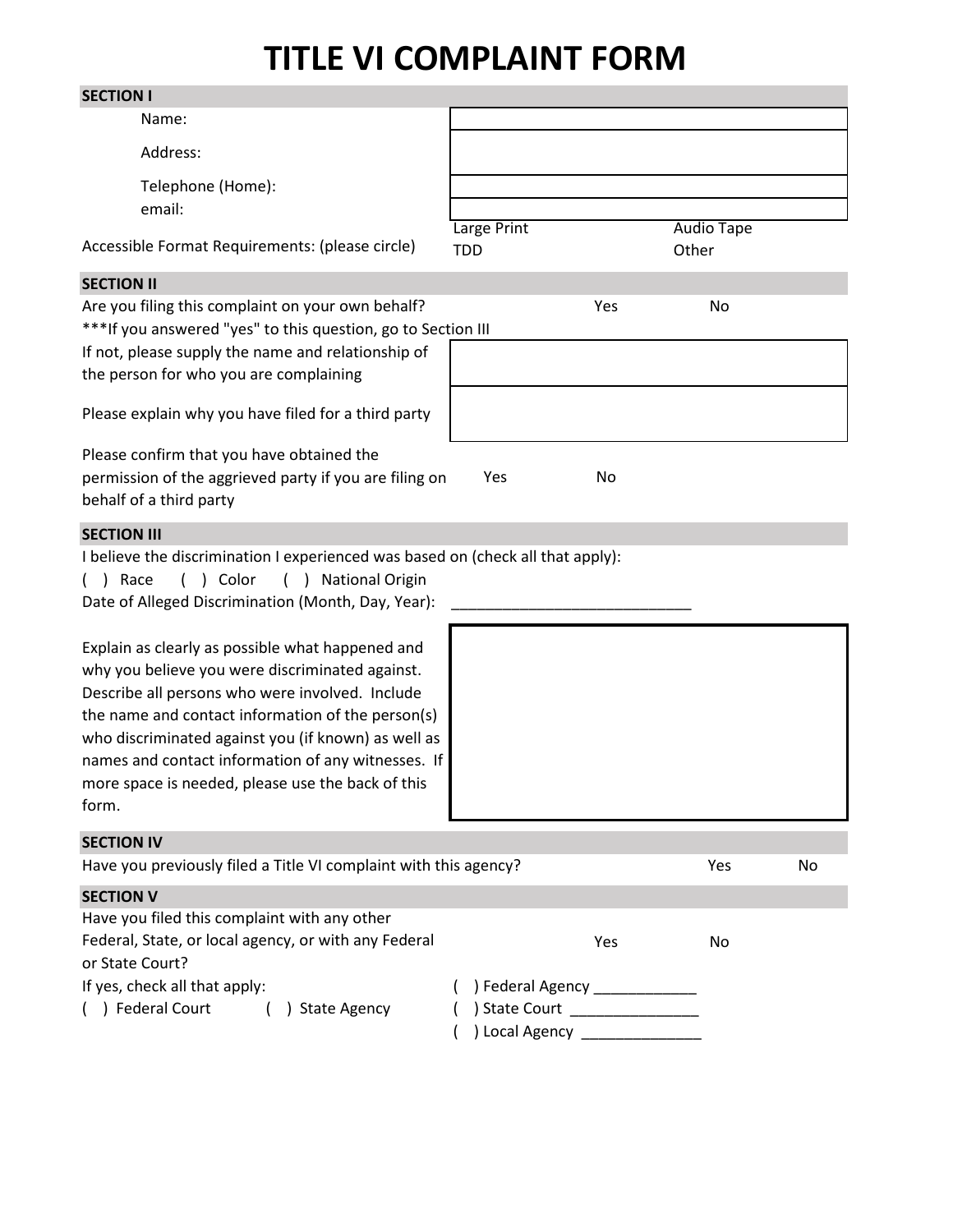# TITLE VI COMPLAINT FORM

## SECTION I

| | |
|---|---|
| Name: | |
| Address: | |
| Telephone (Home): | |
| email: | |

Accessible Format Requirements: (please circle) Large Print Audio Tape TDD Other

## SECTION II

Are you filing this complaint on your own behalf? Yes No

***If you answered "yes" to this question, go to Section III

| | |
|---|---|
| If not, please supply the name and relationship of the person for who you are complaining | |
| Please explain why you have filed for a third party | |

Please confirm that you have obtained the permission of the aggrieved party if you are filing on behalf of a third party Yes No

## SECTION III

I believe the discrimination I experienced was based on (check all that apply):

( ) Race ( ) Color ( ) National Origin

Date of Alleged Discrimination (Month, Day, Year): ____________________________

| | |
|---|---|
| Explain as clearly as possible what happened and why you believe you were discriminated against. Describe all persons who were involved. Include the name and contact information of the person(s) who discriminated against you (if known) as well as names and contact information of any witnesses. If more space is needed, please use the back of this form. | |

## SECTION IV

Have you previously filed a Title VI complaint with this agency? Yes No

## SECTION V

Have you filed this complaint with any other Federal, State, or local agency, or with any Federal or State Court? Yes No

If yes, check all that apply:

( ) Federal Court ( ) State Agency

( ) Federal Agency ____________

( ) State Court _______________

( ) Local Agency ______________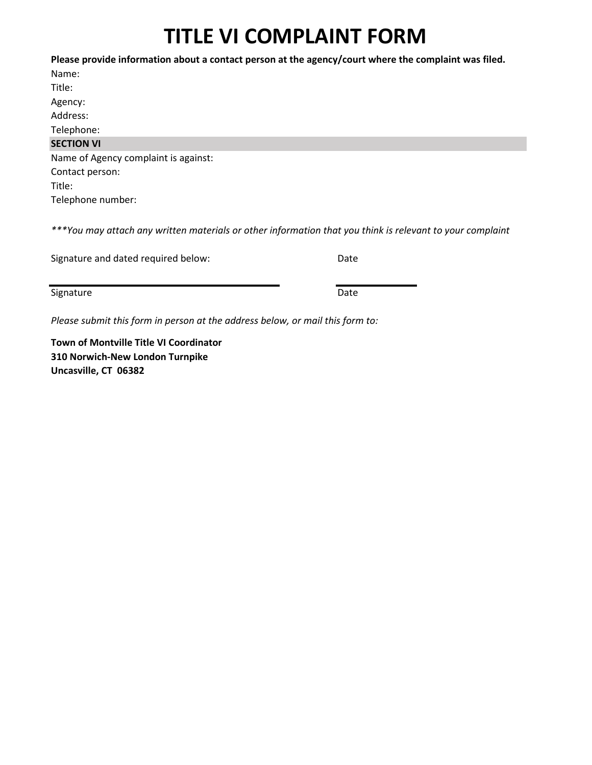# TITLE VI COMPLAINT FORM

**Please provide information about a contact person at the agency/court where the complaint was filed.**

Name:

Title:

Agency:

Address:

Telephone:

**SECTION VI**

Name of Agency complaint is against:

Contact person:

Title:

Telephone number:

****You may attach any written materials or other information that you think is relevant to your complaint*

Signature and dated required below: Date

______________________________ ____________

Signature Date

*Please submit this form in person at the address below, or mail this form to:*

**Town of Montville Title VI Coordinator**
**310 Norwich-New London Turnpike**
**Uncasville, CT 06382**